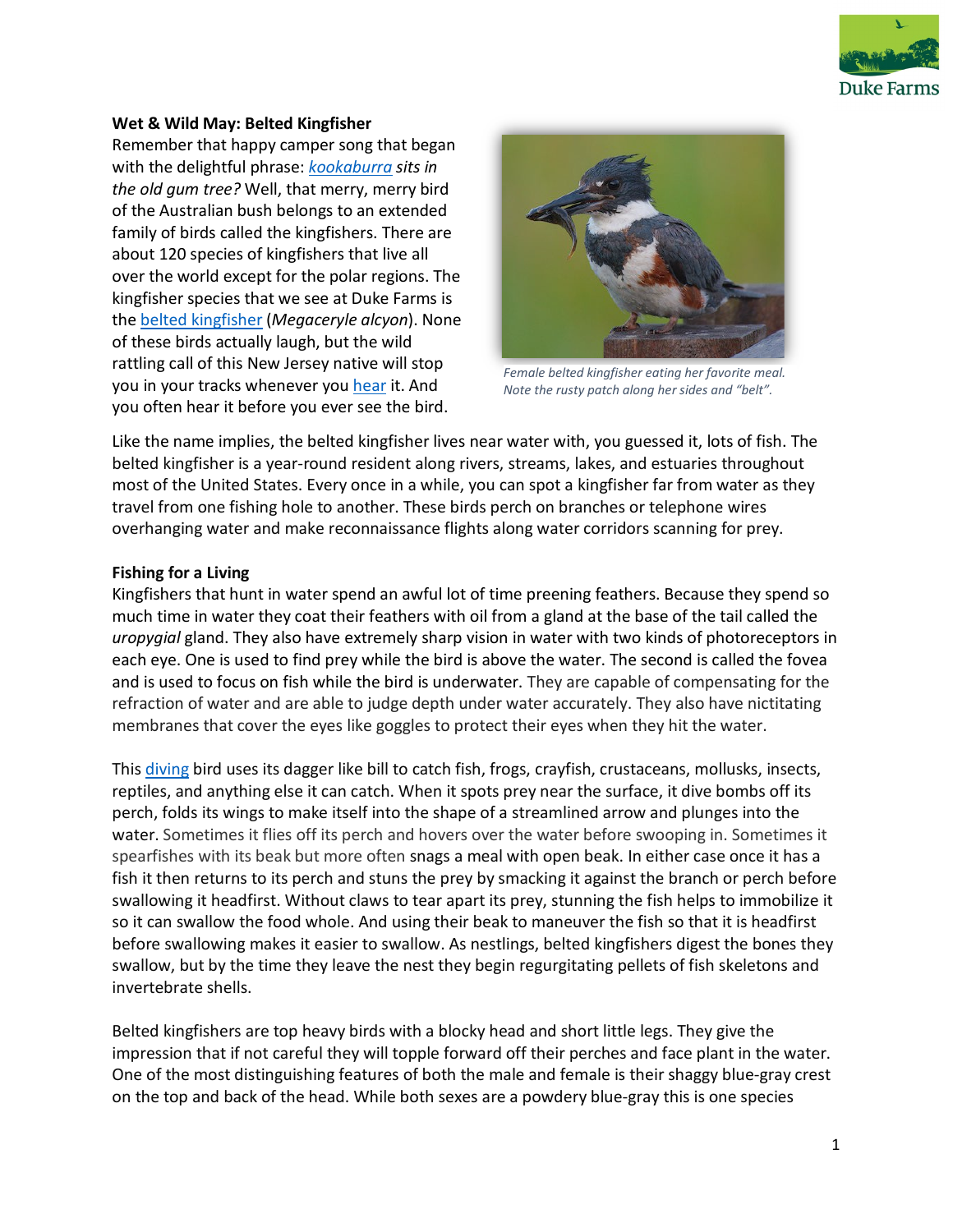**Wet & Wild May: Belted Kingfisher**

Remember that happy camper song that began with the delightful phrase: *kookaburra sits in the old gum tree?* Well, that merry, merry bird of the Australian bush belongs to an extended family of birds called the kingfishers. There are about 120 species of kingfishers that live all over the world except for the polar regions. The kingfisher species that we see at Duke Farms is the belted kingfisher (*Megaceryle alcyon*). None of these birds actually laugh, but the wild rattling call of this New Jersey native will stop you in your tracks whenever you hear it. And you often hear it before you ever see the bird.

*Female belted kingfisher eating her favorite meal. Note the rusty patch along her sides and "belt".*

Like the name implies, the belted kingfisher lives near water with, you guessed it, lots of fish. The belted kingfisher is a year-round resident along rivers, streams, lakes, and estuaries throughout most of the United States. Every once in a while, you can spot a kingfisher far from water as they travel from one fishing hole to another. These birds perch on branches or telephone wires overhanging water and make reconnaissance flights along water corridors scanning for prey.

**Fishing for a Living**

Kingfishers that hunt in water spend an awful lot of time preening feathers. Because they spend so much time in water they coat their feathers with oil from a gland at the base of the tail called the *uropygial* gland. They also have extremely sharp vision in water with two kinds of photoreceptors in each eye. One is used to find prey while the bird is above the water. The second is called the fovea and is used to focus on fish while the bird is underwater. They are capable of compensating for the refraction of water and are able to judge depth under water accurately. They also have nictitating membranes that cover the eyes like goggles to protect their eyes when they hit the water.

This diving bird uses its dagger like bill to catch fish, frogs, crayfish, crustaceans, mollusks, insects, reptiles, and anything else it can catch. When it spots prey near the surface, it dive bombs off its perch, folds its wings to make itself into the shape of a streamlined arrow and plunges into the water. Sometimes it flies off its perch and hovers over the water before swooping in. Sometimes it spearfishes with its beak but more often snags a meal with open beak. In either case once it has a fish it then returns to its perch and stuns the prey by smacking it against the branch or perch before swallowing it headfirst. Without claws to tear apart its prey, stunning the fish helps to immobilize it so it can swallow the food whole. And using their beak to maneuver the fish so that it is headfirst before swallowing makes it easier to swallow. As nestlings, belted kingfishers digest the bones they swallow, but by the time they leave the nest they begin regurgitating pellets of fish skeletons and invertebrate shells.

Belted kingfishers are top heavy birds with a blocky head and short little legs. They give the impression that if not careful they will topple forward off their perches and face plant in the water. One of the most distinguishing features of both the male and female is their shaggy blue-gray crest on the top and back of the head. While both sexes are a powdery blue-gray this is one species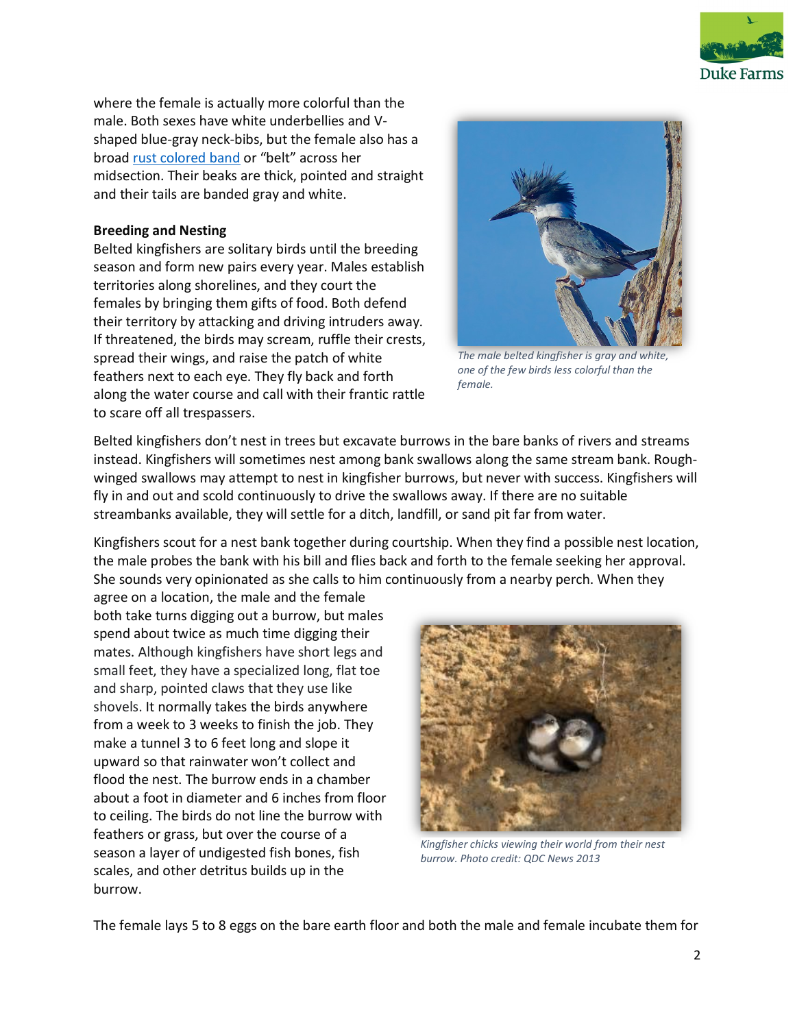where the female is actually more colorful than the male. Both sexes have white underbellies and V-shaped blue-gray neck-bibs, but the female also has a broad rust colored band or "belt" across her midsection. Their beaks are thick, pointed and straight and their tails are banded gray and white.

*The male belted kingfisher is gray and white, one of the few birds less colorful than the female.*

**Breeding and Nesting**

Belted kingfishers are solitary birds until the breeding season and form new pairs every year. Males establish territories along shorelines, and they court the females by bringing them gifts of food. Both defend their territory by attacking and driving intruders away. If threatened, the birds may scream, ruffle their crests, spread their wings, and raise the patch of white feathers next to each eye. They fly back and forth along the water course and call with their frantic rattle to scare off all trespassers.

Belted kingfishers don't nest in trees but excavate burrows in the bare banks of rivers and streams instead. Kingfishers will sometimes nest among bank swallows along the same stream bank. Rough-winged swallows may attempt to nest in kingfisher burrows, but never with success. Kingfishers will fly in and out and scold continuously to drive the swallows away. If there are no suitable streambanks available, they will settle for a ditch, landfill, or sand pit far from water.

Kingfishers scout for a nest bank together during courtship. When they find a possible nest location, the male probes the bank with his bill and flies back and forth to the female seeking her approval. She sounds very opinionated as she calls to him continuously from a nearby perch. When they agree on a location, the male and the female both take turns digging out a burrow, but males spend about twice as much time digging their mates. Although kingfishers have short legs and small feet, they have a specialized long, flat toe and sharp, pointed claws that they use like shovels. It normally takes the birds anywhere from a week to 3 weeks to finish the job. They make a tunnel 3 to 6 feet long and slope it upward so that rainwater won't collect and flood the nest. The burrow ends in a chamber about a foot in diameter and 6 inches from floor to ceiling. The birds do not line the burrow with feathers or grass, but over the course of a season a layer of undigested fish bones, fish scales, and other detritus builds up in the burrow.

*Kingfisher chicks viewing their world from their nest burrow. Photo credit: QDC News 2013*

The female lays 5 to 8 eggs on the bare earth floor and both the male and female incubate them for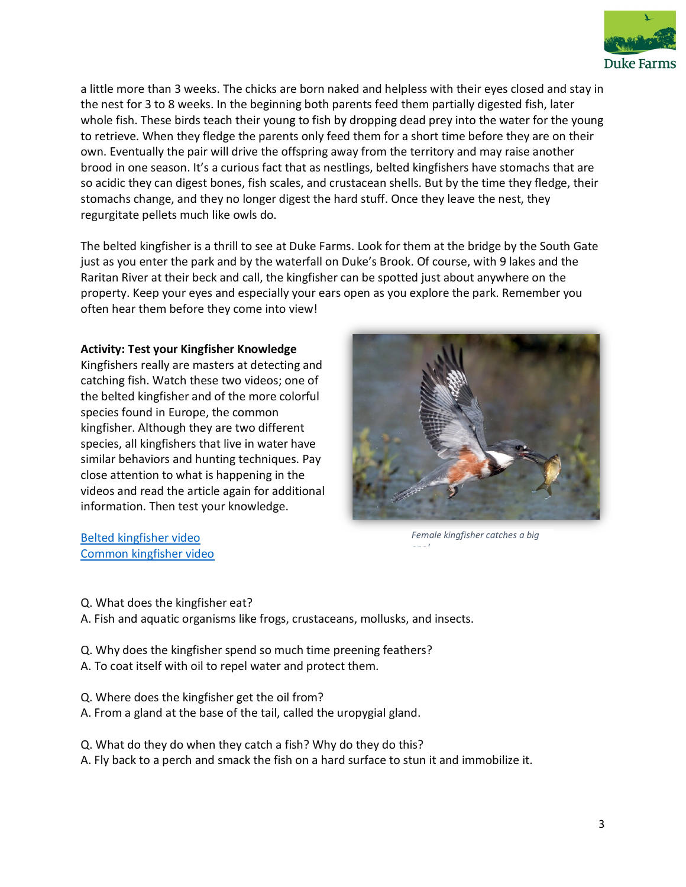a little more than 3 weeks. The chicks are born naked and helpless with their eyes closed and stay in the nest for 3 to 8 weeks. In the beginning both parents feed them partially digested fish, later whole fish. These birds teach their young to fish by dropping dead prey into the water for the young to retrieve. When they fledge the parents only feed them for a short time before they are on their own. Eventually the pair will drive the offspring away from the territory and may raise another brood in one season. It's a curious fact that as nestlings, belted kingfishers have stomachs that are so acidic they can digest bones, fish scales, and crustacean shells. But by the time they fledge, their stomachs change, and they no longer digest the hard stuff. Once they leave the nest, they regurgitate pellets much like owls do.

The belted kingfisher is a thrill to see at Duke Farms. Look for them at the bridge by the South Gate just as you enter the park and by the waterfall on Duke's Brook. Of course, with 9 lakes and the Raritan River at their beck and call, the kingfisher can be spotted just about anywhere on the property. Keep your eyes and especially your ears open as you explore the park. Remember you often hear them before they come into view!

**Activity: Test your Kingfisher Knowledge**

Kingfishers really are masters at detecting and catching fish. Watch these two videos; one of the belted kingfisher and of the more colorful species found in Europe, the common kingfisher. Although they are two different species, all kingfishers that live in water have similar behaviors and hunting techniques. Pay close attention to what is happening in the videos and read the article again for additional information. Then test your knowledge.

*Female kingfisher catches a big one!*

Belted kingfisher video
Common kingfisher video

Q. What does the kingfisher eat?
A. Fish and aquatic organisms like frogs, crustaceans, mollusks, and insects.

Q. Why does the kingfisher spend so much time preening feathers?
A. To coat itself with oil to repel water and protect them.

Q. Where does the kingfisher get the oil from?
A. From a gland at the base of the tail, called the uropygial gland.

Q. What do they do when they catch a fish? Why do they do this?
A. Fly back to a perch and smack the fish on a hard surface to stun it and immobilize it.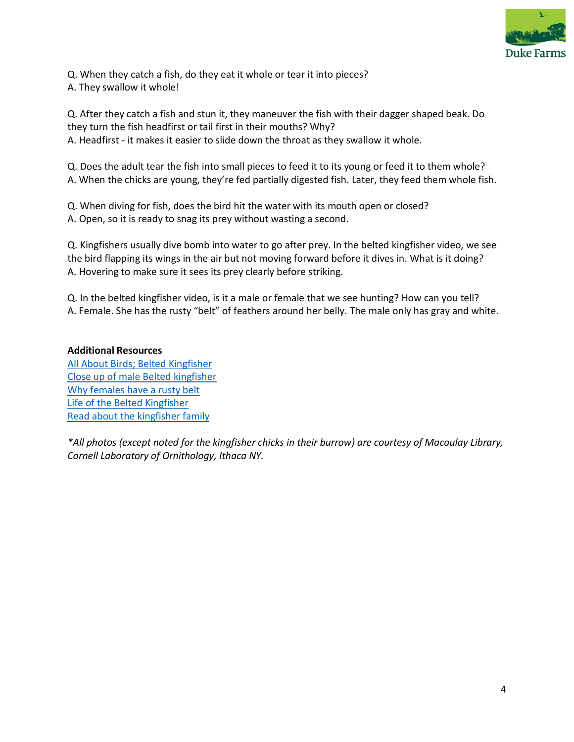Q. When they catch a fish, do they eat it whole or tear it into pieces?
A. They swallow it whole!

Q. After they catch a fish and stun it, they maneuver the fish with their dagger shaped beak. Do they turn the fish headfirst or tail first in their mouths? Why?
A. Headfirst - it makes it easier to slide down the throat as they swallow it whole.

Q. Does the adult tear the fish into small pieces to feed it to its young or feed it to them whole?
A. When the chicks are young, they're fed partially digested fish. Later, they feed them whole fish.

Q. When diving for fish, does the bird hit the water with its mouth open or closed?
A. Open, so it is ready to snag its prey without wasting a second.

Q. Kingfishers usually dive bomb into water to go after prey. In the belted kingfisher video, we see the bird flapping its wings in the air but not moving forward before it dives in. What is it doing?
A. Hovering to make sure it sees its prey clearly before striking.

Q. In the belted kingfisher video, is it a male or female that we see hunting? How can you tell?
A. Female. She has the rusty "belt" of feathers around her belly. The male only has gray and white.

**Additional Resources**

All About Birds; Belted Kingfisher
Close up of male Belted kingfisher
Why females have a rusty belt
Life of the Belted Kingfisher
Read about the kingfisher family

*\*All photos (except noted for the kingfisher chicks in their burrow) are courtesy of Macaulay Library, Cornell Laboratory of Ornithology, Ithaca NY.*